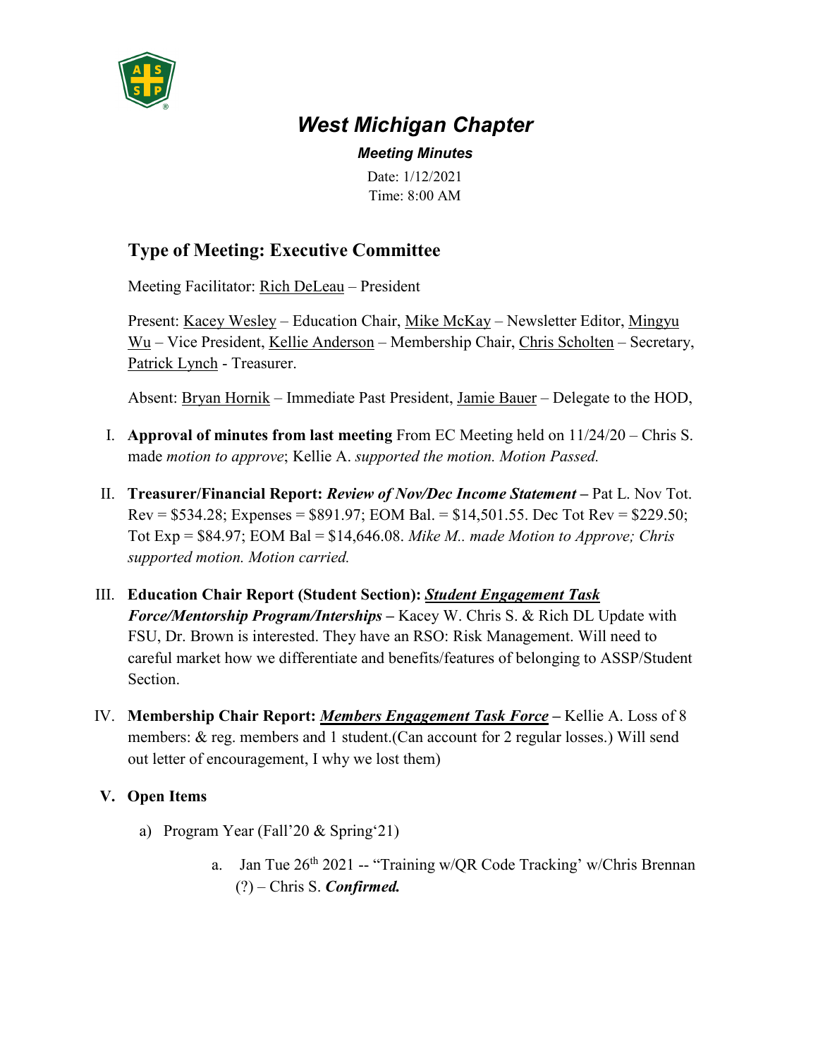# *West Michigan Chapter*

***Meeting Minutes***

Date: 1/12/2021
Time: 8:00 AM

## Type of Meeting: Executive Committee

Meeting Facilitator: Rich DeLeau – President

Present: Kacey Wesley – Education Chair, Mike McKay – Newsletter Editor, Mingyu Wu – Vice President, Kellie Anderson – Membership Chair, Chris Scholten – Secretary, Patrick Lynch - Treasurer.

Absent: Bryan Hornik – Immediate Past President, Jamie Bauer – Delegate to the HOD,

I. **Approval of minutes from last meeting** From EC Meeting held on 11/24/20 – Chris S. made *motion to approve*; Kellie A. *supported the motion. Motion Passed.*

II. **Treasurer/Financial Report: *Review of Nov/Dec Income Statement* –** Pat L. Nov Tot. Rev = $534.28; Expenses = $891.97; EOM Bal. = $14,501.55. Dec Tot Rev = $229.50; Tot Exp = $84.97; EOM Bal = $14,646.08. *Mike M.. made Motion to Approve; Chris supported motion. Motion carried.*

III. **Education Chair Report (Student Section): *Student Engagement Task Force/Mentorship Program/Interships* –** Kacey W. Chris S. & Rich DL Update with FSU, Dr. Brown is interested. They have an RSO: Risk Management. Will need to careful market how we differentiate and benefits/features of belonging to ASSP/Student Section.

IV. **Membership Chair Report: *Members Engagement Task Force* –** Kellie A. Loss of 8 members: & reg. members and 1 student.(Can account for 2 regular losses.) Will send out letter of encouragement, I why we lost them)

### V. Open Items

a) Program Year (Fall'20 & Spring'21)

   a. Jan Tue 26th 2021 -- "Training w/QR Code Tracking' w/Chris Brennan (?) – Chris S. ***Confirmed.***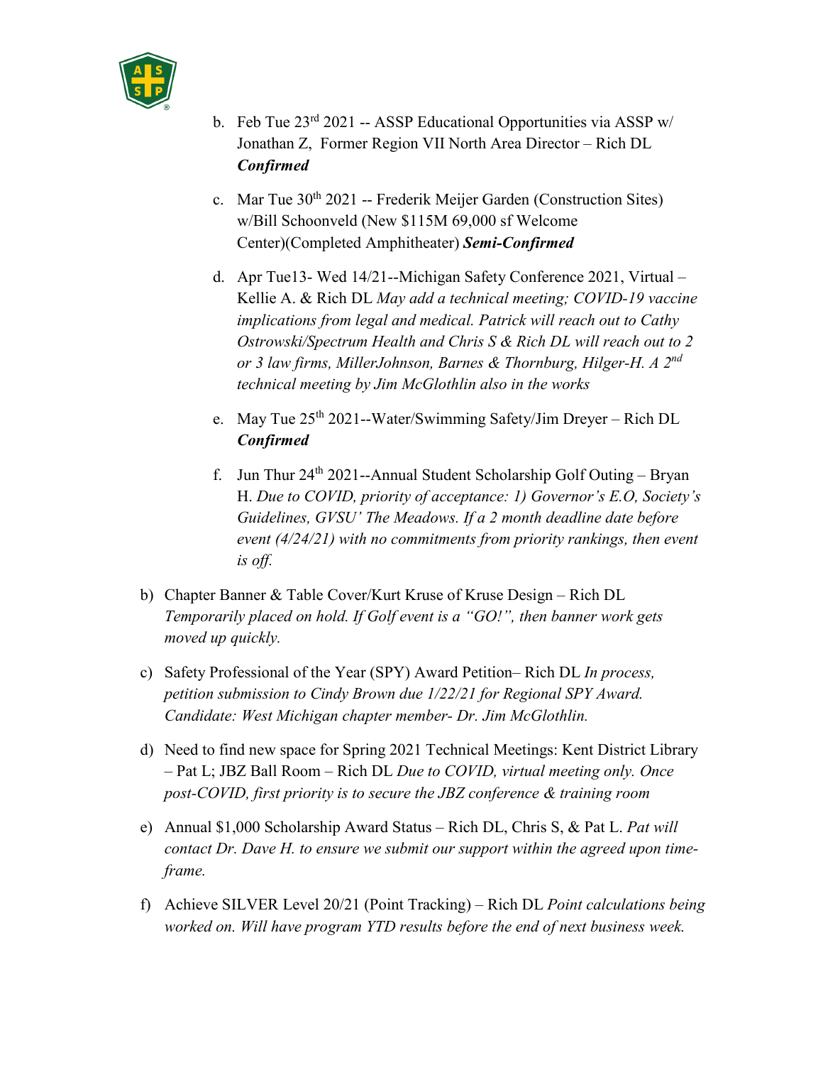b. Feb Tue 23rd 2021 -- ASSP Educational Opportunities via ASSP w/ Jonathan Z, Former Region VII North Area Director – Rich DL ***Confirmed***

c. Mar Tue 30th 2021 -- Frederik Meijer Garden (Construction Sites) w/Bill Schoonveld (New $115M 69,000 sf Welcome Center)(Completed Amphitheater) ***Semi-Confirmed***

d. Apr Tue13- Wed 14/21--Michigan Safety Conference 2021, Virtual – Kellie A. & Rich DL *May add a technical meeting; COVID-19 vaccine implications from legal and medical. Patrick will reach out to Cathy Ostrowski/Spectrum Health and Chris S & Rich DL will reach out to 2 or 3 law firms, MillerJohnson, Barnes & Thornburg, Hilger-H. A 2nd technical meeting by Jim McGlothlin also in the works*

e. May Tue 25th 2021--Water/Swimming Safety/Jim Dreyer – Rich DL ***Confirmed***

f. Jun Thur 24th 2021--Annual Student Scholarship Golf Outing – Bryan H. *Due to COVID, priority of acceptance: 1) Governor's E.O, Society's Guidelines, GVSU' The Meadows. If a 2 month deadline date before event (4/24/21) with no commitments from priority rankings, then event is off.*

b) Chapter Banner & Table Cover/Kurt Kruse of Kruse Design – Rich DL *Temporarily placed on hold. If Golf event is a "GO!", then banner work gets moved up quickly.*

c) Safety Professional of the Year (SPY) Award Petition– Rich DL *In process, petition submission to Cindy Brown due 1/22/21 for Regional SPY Award. Candidate: West Michigan chapter member- Dr. Jim McGlothlin.*

d) Need to find new space for Spring 2021 Technical Meetings: Kent District Library – Pat L; JBZ Ball Room – Rich DL *Due to COVID, virtual meeting only. Once post-COVID, first priority is to secure the JBZ conference & training room*

e) Annual $1,000 Scholarship Award Status – Rich DL, Chris S, & Pat L. *Pat will contact Dr. Dave H. to ensure we submit our support within the agreed upon time-frame.*

f) Achieve SILVER Level 20/21 (Point Tracking) – Rich DL *Point calculations being worked on. Will have program YTD results before the end of next business week.*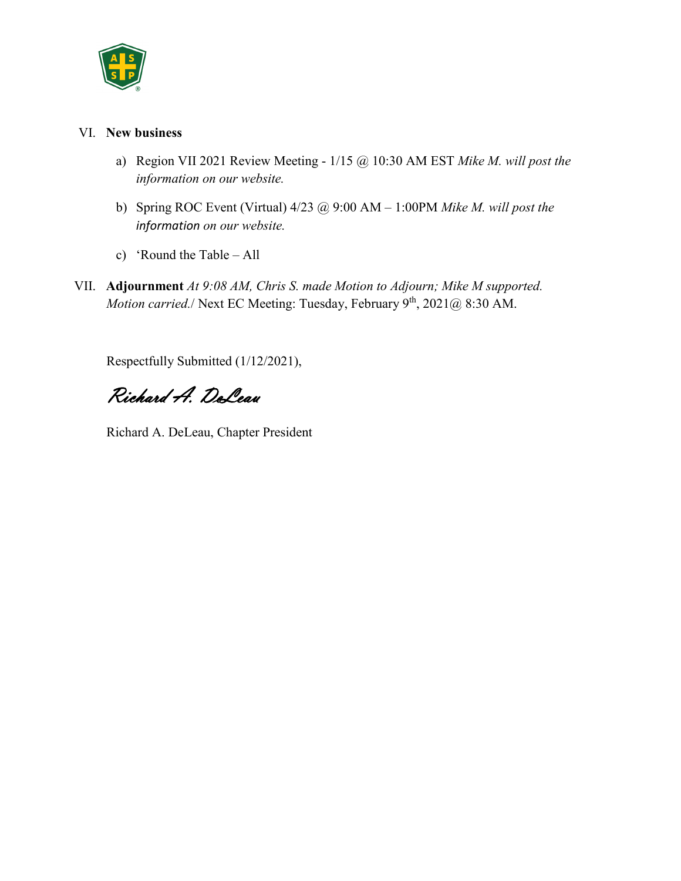VI. **New business**

a) Region VII 2021 Review Meeting - 1/15 @ 10:30 AM EST *Mike M. will post the information on our website.*

b) Spring ROC Event (Virtual) 4/23 @ 9:00 AM – 1:00PM *Mike M. will post the information on our website.*

c) 'Round the Table – All

VII. **Adjournment** *At 9:08 AM, Chris S. made Motion to Adjourn; Mike M supported. Motion carried.*/ Next EC Meeting: Tuesday, February 9th, 2021@ 8:30 AM.

Respectfully Submitted (1/12/2021),

*Richard A. DeLeau*

Richard A. DeLeau, Chapter President